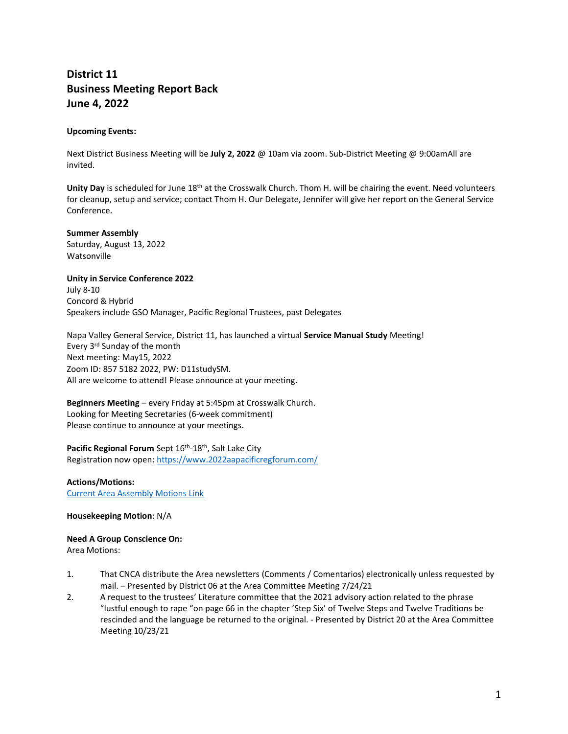# District 11
# Business Meeting Report Back
# June 4, 2022

**Upcoming Events:**

Next District Business Meeting will be **July 2, 2022** @ 10am via zoom. Sub-District Meeting @ 9:00amAll are invited.

**Unity Day** is scheduled for June 18th at the Crosswalk Church. Thom H. will be chairing the event. Need volunteers for cleanup, setup and service; contact Thom H. Our Delegate, Jennifer will give her report on the General Service Conference.

**Summer Assembly**
Saturday, August 13, 2022
Watsonville

**Unity in Service Conference 2022**
July 8-10
Concord & Hybrid
Speakers include GSO Manager, Pacific Regional Trustees, past Delegates

Napa Valley General Service, District 11, has launched a virtual **Service Manual Study** Meeting!
Every 3rd Sunday of the month
Next meeting: May15, 2022
Zoom ID: 857 5182 2022, PW: D11studySM.
All are welcome to attend! Please announce at your meeting.

**Beginners Meeting** – every Friday at 5:45pm at Crosswalk Church.
Looking for Meeting Secretaries (6-week commitment)
Please continue to announce at your meetings.

**Pacific Regional Forum** Sept 16th-18th, Salt Lake City
Registration now open: [https://www.2022aapacificregforum.com/](https://www.2022aapacificregforum.com/)

**Actions/Motions:**
Current Area Assembly Motions Link

**Housekeeping Motion**: N/A

**Need A Group Conscience On:**
Area Motions:

1. That CNCA distribute the Area newsletters (Comments / Comentarios) electronically unless requested by mail. – Presented by District 06 at the Area Committee Meeting 7/24/21
2. A request to the trustees' Literature committee that the 2021 advisory action related to the phrase "lustful enough to rape "on page 66 in the chapter 'Step Six' of Twelve Steps and Twelve Traditions be rescinded and the language be returned to the original. - Presented by District 20 at the Area Committee Meeting 10/23/21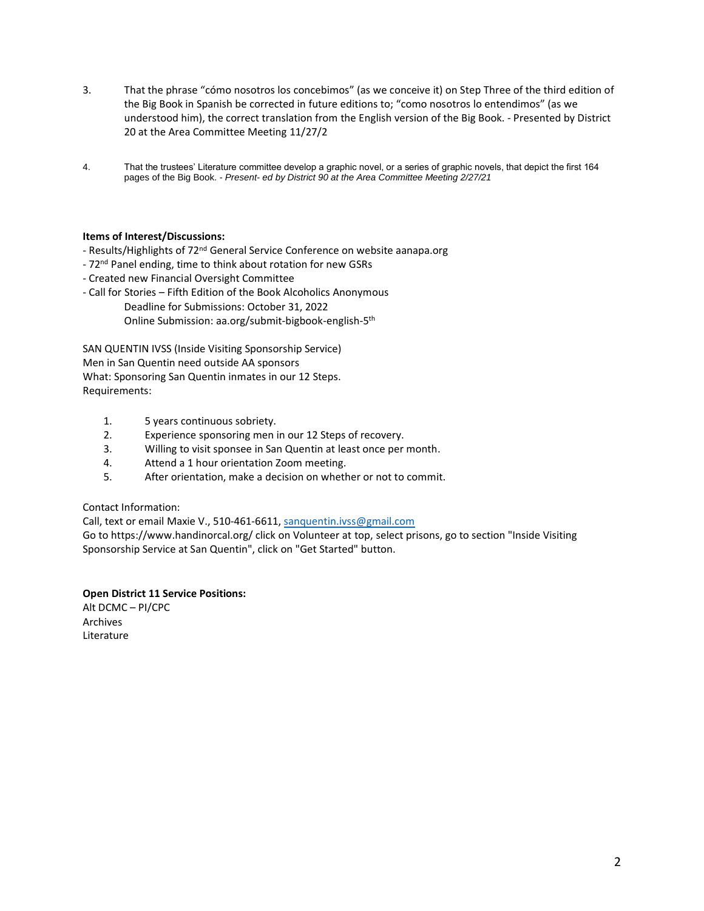3. That the phrase "cómo nosotros los concebimos" (as we conceive it) on Step Three of the third edition of the Big Book in Spanish be corrected in future editions to; "como nosotros lo entendimos" (as we understood him), the correct translation from the English version of the Big Book. - Presented by District 20 at the Area Committee Meeting 11/27/2

4. That the trustees' Literature committee develop a graphic novel, or a series of graphic novels, that depict the first 164 pages of the Big Book. - *Present- ed by District 90 at the Area Committee Meeting 2/27/21*

**Items of Interest/Discussions:**

- Results/Highlights of 72nd General Service Conference on website aanapa.org
- 72nd Panel ending, time to think about rotation for new GSRs
- Created new Financial Oversight Committee
- Call for Stories – Fifth Edition of the Book Alcoholics Anonymous
  Deadline for Submissions: October 31, 2022
  Online Submission: aa.org/submit-bigbook-english-5th

SAN QUENTIN IVSS (Inside Visiting Sponsorship Service)
Men in San Quentin need outside AA sponsors
What: Sponsoring San Quentin inmates in our 12 Steps.
Requirements:

1. 5 years continuous sobriety.
2. Experience sponsoring men in our 12 Steps of recovery.
3. Willing to visit sponsee in San Quentin at least once per month.
4. Attend a 1 hour orientation Zoom meeting.
5. After orientation, make a decision on whether or not to commit.

Contact Information:
Call, text or email Maxie V., 510-461-6611, sanquentin.ivss@gmail.com
Go to https://www.handinorcal.org/ click on Volunteer at top, select prisons, go to section "Inside Visiting Sponsorship Service at San Quentin", click on "Get Started" button.

**Open District 11 Service Positions:**
Alt DCMC – PI/CPC
Archives
Literature